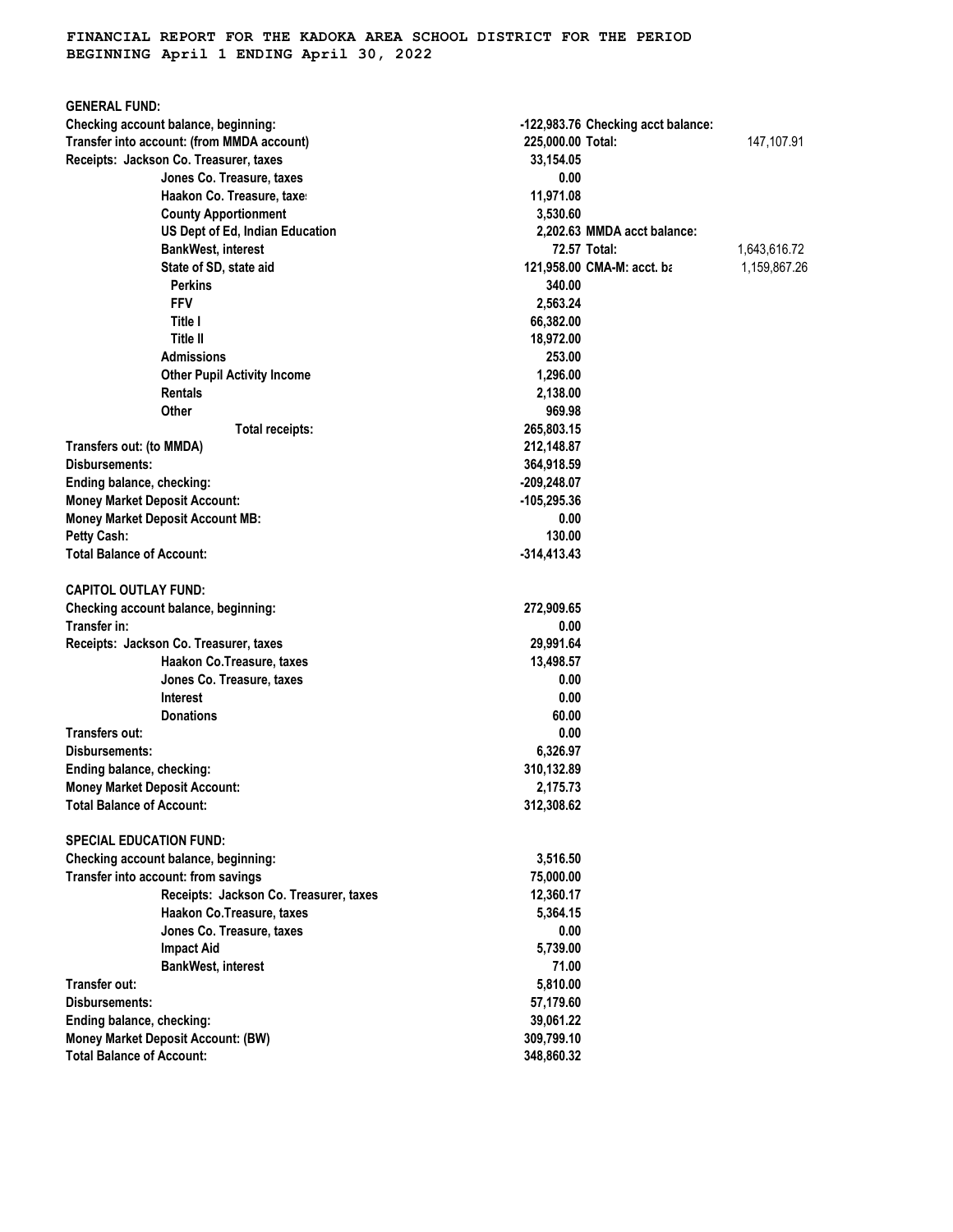**FINANCIAL REPORT FOR THE KADOKA AREA SCHOOL DISTRICT FOR THE PERIOD BEGINNING April 1 ENDING April 30, 2022**

**GENERAL FUND:**

| | | | |
|---|---|---|---|
| Checking account balance, beginning: | -122,983.76 | Checking acct balance: | |
| Transfer into account: (from MMDA account) | 225,000.00 | Total: | 147,107.91 |
| Receipts: Jackson Co. Treasurer, taxes | 33,154.05 | | |
| Jones Co. Treasure, taxes | 0.00 | | |
| Haakon Co. Treasure, taxe: | 11,971.08 | | |
| County Apportionment | 3,530.60 | | |
| US Dept of Ed, Indian Education | 2,202.63 | MMDA acct balance: | |
| BankWest, interest | 72.57 | Total: | 1,643,616.72 |
| State of SD, state aid | 121,958.00 | CMA-M: acct. ba | 1,159,867.26 |
| Perkins | 340.00 | | |
| FFV | 2,563.24 | | |
| Title I | 66,382.00 | | |
| Title II | 18,972.00 | | |
| Admissions | 253.00 | | |
| Other Pupil Activity Income | 1,296.00 | | |
| Rentals | 2,138.00 | | |
| Other | 969.98 | | |
| Total receipts: | 265,803.15 | | |
| Transfers out: (to MMDA) | 212,148.87 | | |
| Disbursements: | 364,918.59 | | |
| Ending balance, checking: | -209,248.07 | | |
| Money Market Deposit Account: | -105,295.36 | | |
| Money Market Deposit Account MB: | 0.00 | | |
| Petty Cash: | 130.00 | | |
| Total Balance of Account: | -314,413.43 | | |

**CAPITOL OUTLAY FUND:**

| | |
|---|---|
| Checking account balance, beginning: | 272,909.65 |
| Transfer in: | 0.00 |
| Receipts: Jackson Co. Treasurer, taxes | 29,991.64 |
| Haakon Co.Treasure, taxes | 13,498.57 |
| Jones Co. Treasure, taxes | 0.00 |
| Interest | 0.00 |
| Donations | 60.00 |
| Transfers out: | 0.00 |
| Disbursements: | 6,326.97 |
| Ending balance, checking: | 310,132.89 |
| Money Market Deposit Account: | 2,175.73 |
| Total Balance of Account: | 312,308.62 |

**SPECIAL EDUCATION FUND:**

| | |
|---|---|
| Checking account balance, beginning: | 3,516.50 |
| Transfer into account: from savings | 75,000.00 |
| Receipts: Jackson Co. Treasurer, taxes | 12,360.17 |
| Haakon Co.Treasure, taxes | 5,364.15 |
| Jones Co. Treasure, taxes | 0.00 |
| Impact Aid | 5,739.00 |
| BankWest, interest | 71.00 |
| Transfer out: | 5,810.00 |
| Disbursements: | 57,179.60 |
| Ending balance, checking: | 39,061.22 |
| Money Market Deposit Account: (BW) | 309,799.10 |
| Total Balance of Account: | 348,860.32 |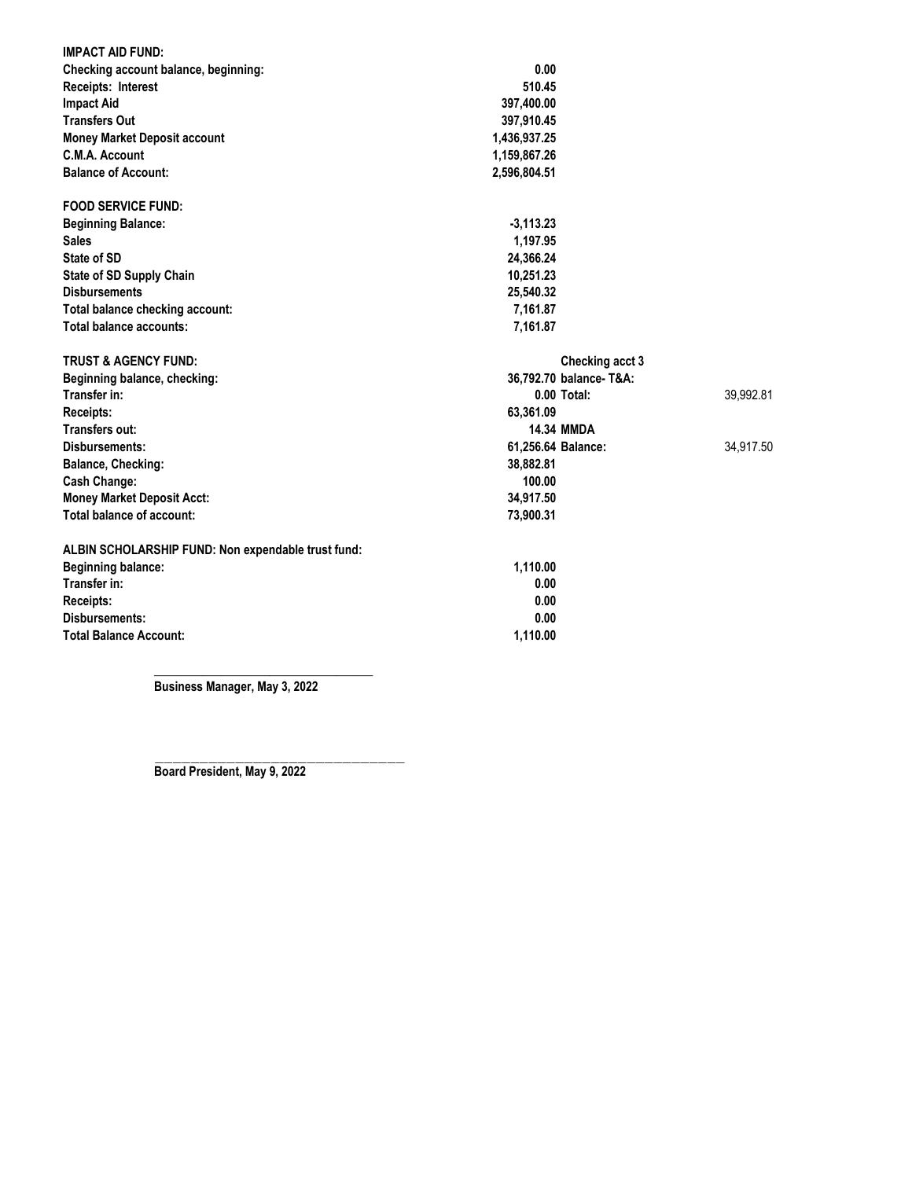**IMPACT AID FUND:**

| | |
|---|---|
| **Checking account balance, beginning:** | **0.00** |
| **Receipts: Interest** | **510.45** |
| **Impact Aid** | **397,400.00** |
| **Transfers Out** | **397,910.45** |
| **Money Market Deposit account** | **1,436,937.25** |
| **C.M.A. Account** | **1,159,867.26** |
| **Balance of Account:** | **2,596,804.51** |

**FOOD SERVICE FUND:**

| | |
|---|---|
| **Beginning Balance:** | **-3,113.23** |
| **Sales** | **1,197.95** |
| **State of SD** | **24,366.24** |
| **State of SD Supply Chain** | **10,251.23** |
| **Disbursements** | **25,540.32** |
| **Total balance checking account:** | **7,161.87** |
| **Total balance accounts:** | **7,161.87** |

**TRUST & AGENCY FUND:**

| | | | |
|---|---|---|---|
| | | **Checking acct 3** | |
| **Beginning balance, checking:** | **36,792.70** | **balance- T&A:** | |
| **Transfer in:** | **0.00** | **Total:** | 39,992.81 |
| **Receipts:** | **63,361.09** | | |
| **Transfers out:** | **14.34** | **MMDA** | |
| **Disbursements:** | **61,256.64** | **Balance:** | 34,917.50 |
| **Balance, Checking:** | **38,882.81** | | |
| **Cash Change:** | **100.00** | | |
| **Money Market Deposit Acct:** | **34,917.50** | | |
| **Total balance of account:** | **73,900.31** | | |

**ALBIN SCHOLARSHIP FUND: Non expendable trust fund:**

| | |
|---|---|
| **Beginning balance:** | **1,110.00** |
| **Transfer in:** | **0.00** |
| **Receipts:** | **0.00** |
| **Disbursements:** | **0.00** |
| **Total Balance Account:** | **1,110.00** |

\_\_\_\_\_\_\_\_\_\_\_\_\_\_\_\_\_\_\_\_\_\_\_\_\_\_\_\_\_\_\_\_\_\_\_\_

**Business Manager, May 3, 2022**

\_\_\_\_\_\_\_\_\_\_\_\_\_\_\_\_\_\_\_\_\_\_\_\_\_\_\_\_\_\_\_\_\_\_\_\_

**Board President, May 9, 2022**